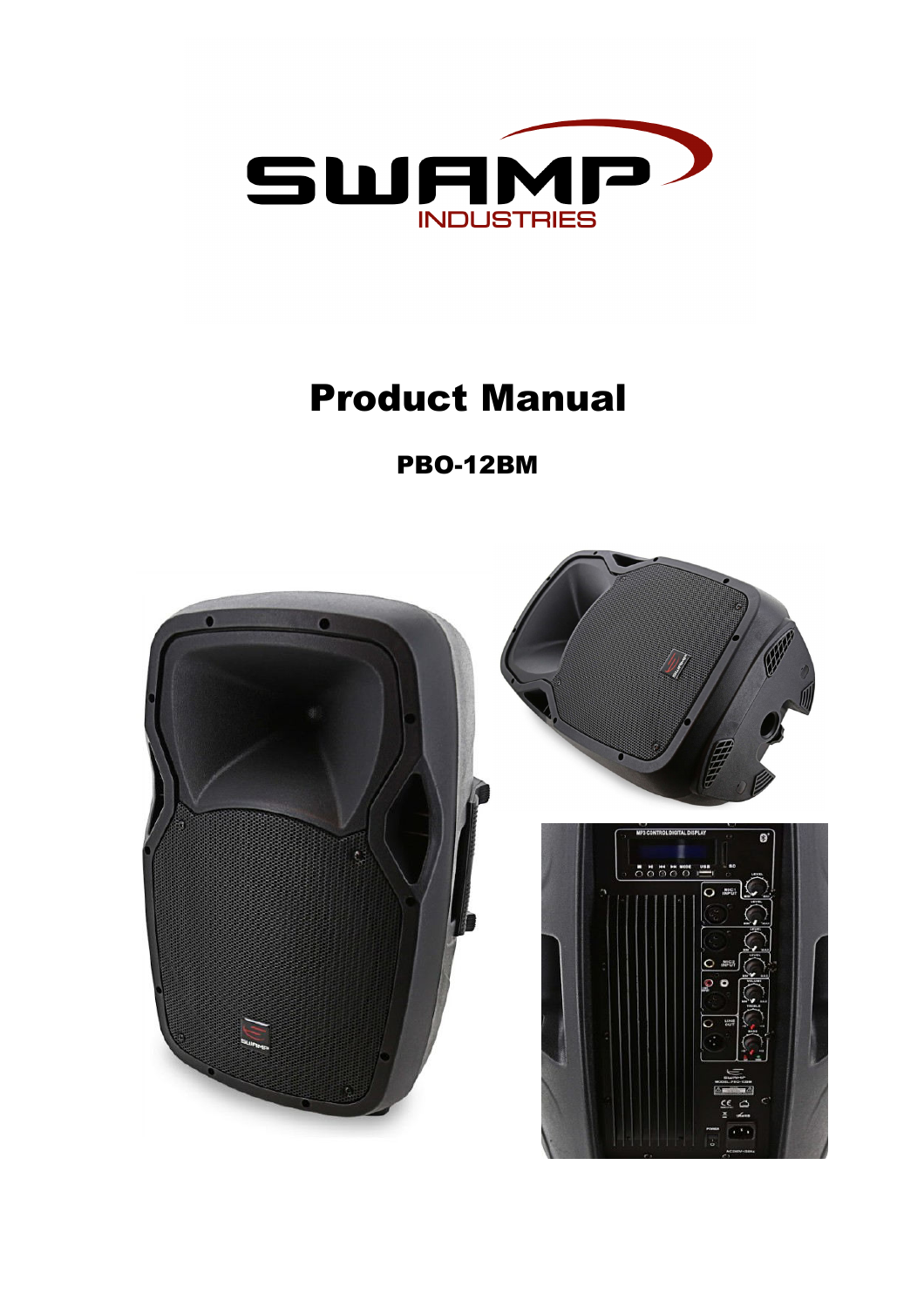SWAMP INDUSTRIES

# Product Manual

## PBO-12BM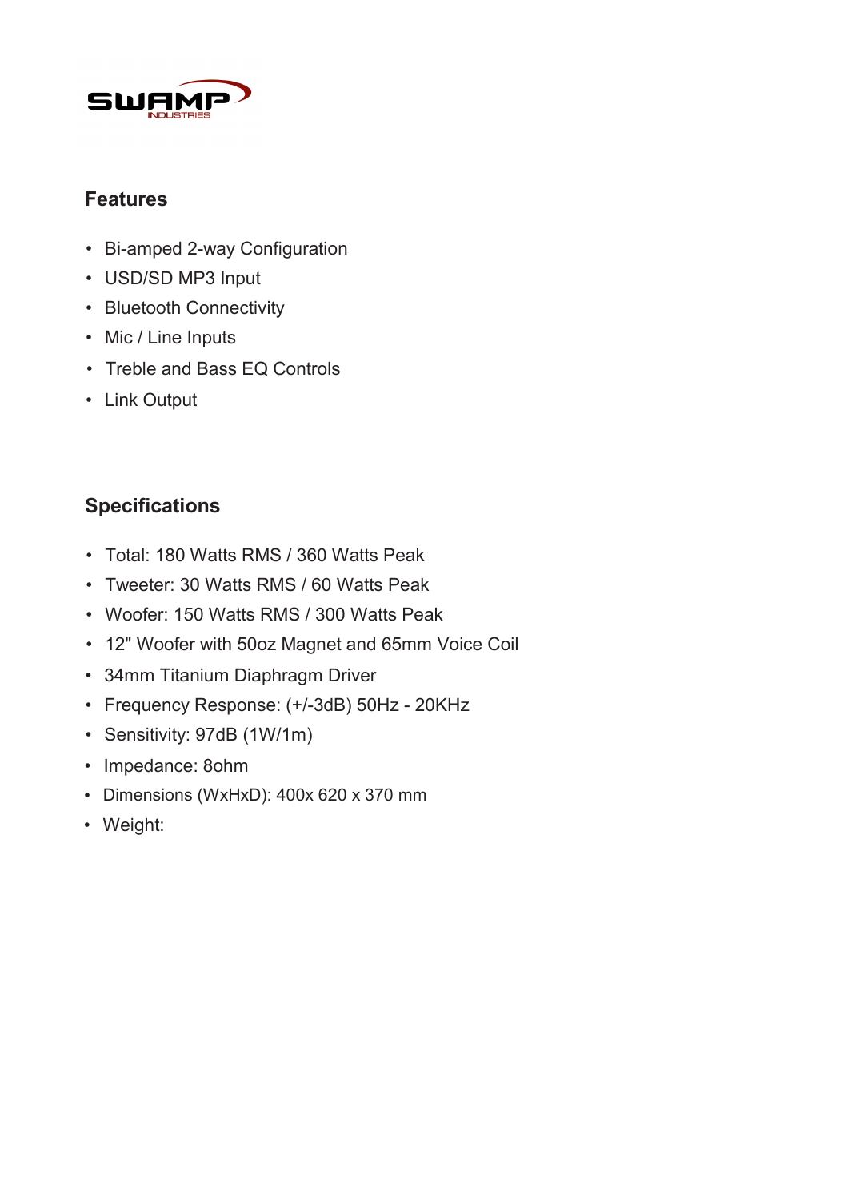SWAMP INDUSTRIES

## Features

- Bi-amped 2-way Configuration
- USD/SD MP3 Input
- Bluetooth Connectivity
- Mic / Line Inputs
- Treble and Bass EQ Controls
- Link Output

## Specifications

- Total: 180 Watts RMS / 360 Watts Peak
- Tweeter: 30 Watts RMS / 60 Watts Peak
- Woofer: 150 Watts RMS / 300 Watts Peak
- 12" Woofer with 50oz Magnet and 65mm Voice Coil
- 34mm Titanium Diaphragm Driver
- Frequency Response: (+/-3dB) 50Hz - 20KHz
- Sensitivity: 97dB (1W/1m)
- Impedance: 8ohm
- Dimensions (WxHxD): 400x 620 x 370 mm
- Weight: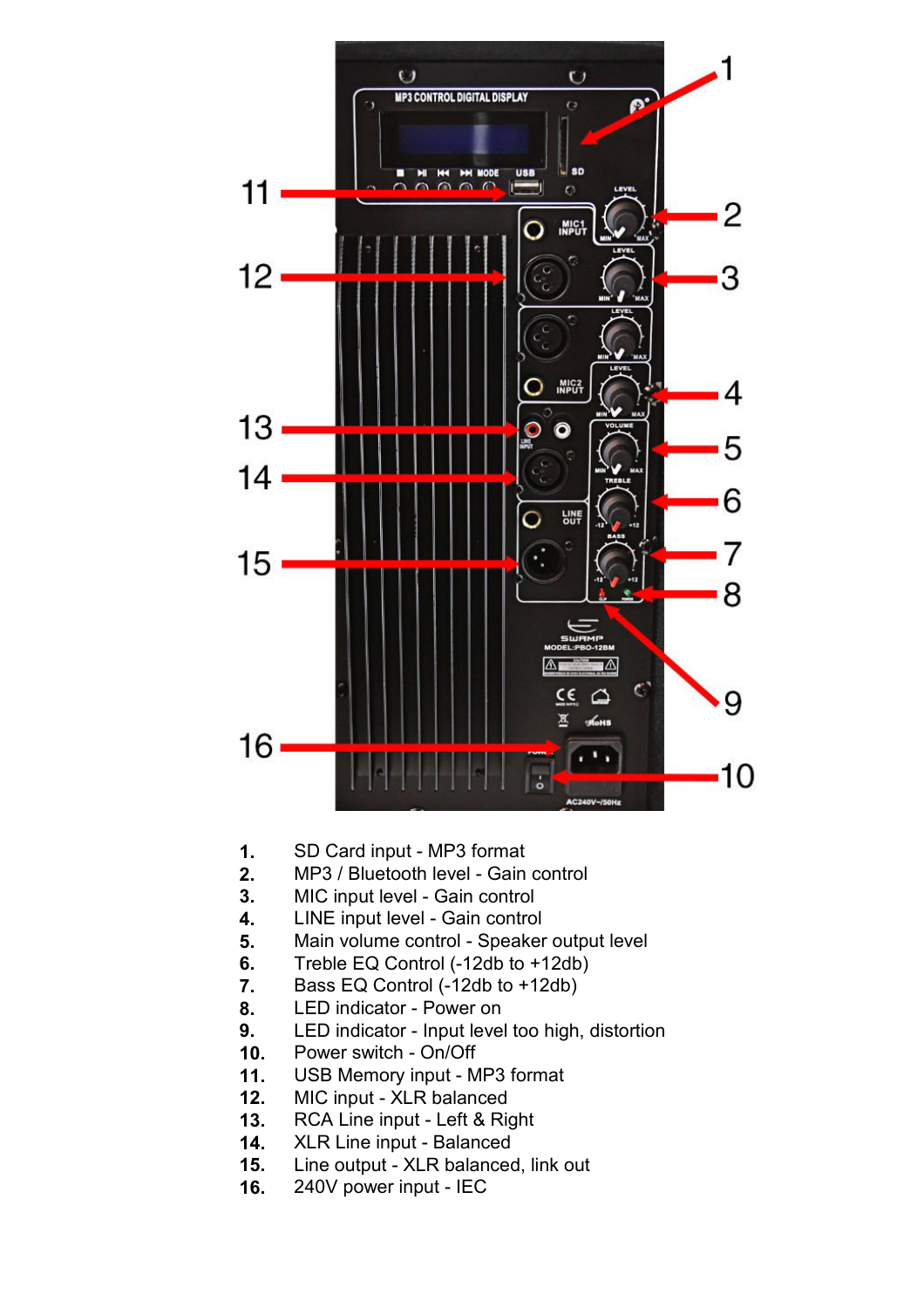1. SD Card input - MP3 format
2. MP3 / Bluetooth level - Gain control
3. MIC input level - Gain control
4. LINE input level - Gain control
5. Main volume control - Speaker output level
6. Treble EQ Control (-12db to +12db)
7. Bass EQ Control (-12db to +12db)
8. LED indicator - Power on
9. LED indicator - Input level too high, distortion
10. Power switch - On/Off
11. USB Memory input - MP3 format
12. MIC input - XLR balanced
13. RCA Line input - Left & Right
14. XLR Line input - Balanced
15. Line output - XLR balanced, link out
16. 240V power input - IEC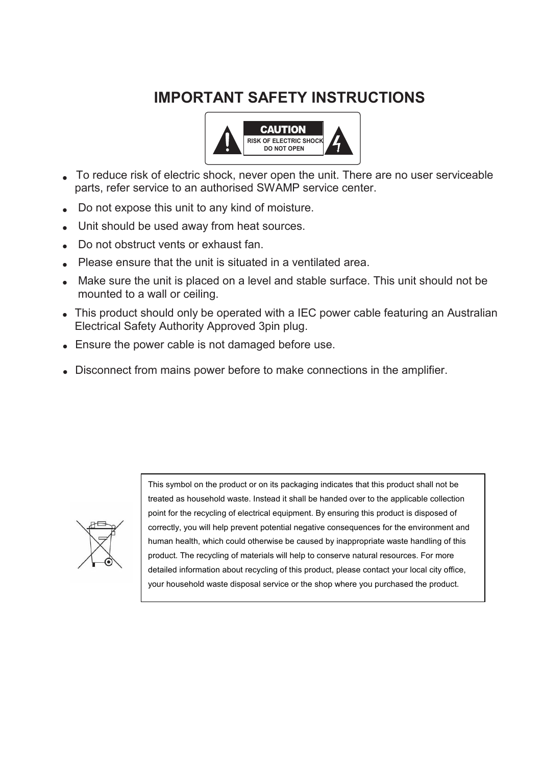# IMPORTANT SAFETY INSTRUCTIONS

**CAUTION**
RISK OF ELECTRIC SHOCK
DO NOT OPEN

- To reduce risk of electric shock, never open the unit. There are no user serviceable parts, refer service to an authorised SWAMP service center.
- Do not expose this unit to any kind of moisture.
- Unit should be used away from heat sources.
- Do not obstruct vents or exhaust fan.
- Please ensure that the unit is situated in a ventilated area.
- Make sure the unit is placed on a level and stable surface. This unit should not be mounted to a wall or ceiling.
- This product should only be operated with a IEC power cable featuring an Australian Electrical Safety Authority Approved 3pin plug.
- Ensure the power cable is not damaged before use.
- Disconnect from mains power before to make connections in the amplifier.

This symbol on the product or on its packaging indicates that this product shall not be treated as household waste. Instead it shall be handed over to the applicable collection point for the recycling of electrical equipment. By ensuring this product is disposed of correctly, you will help prevent potential negative consequences for the environment and human health, which could otherwise be caused by inappropriate waste handling of this product. The recycling of materials will help to conserve natural resources. For more detailed information about recycling of this product, please contact your local city office, your household waste disposal service or the shop where you purchased the product.